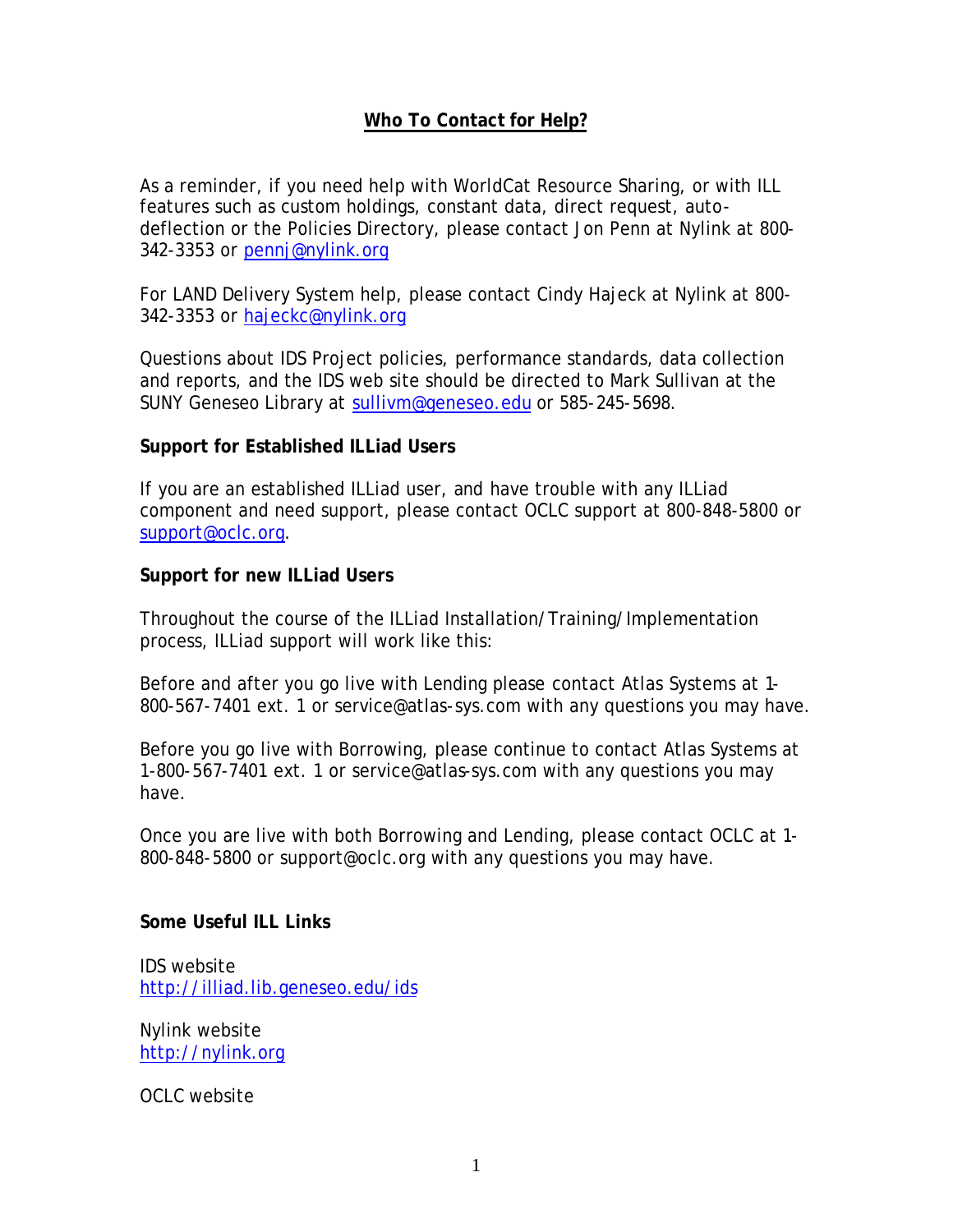# Who To Contact for Help?

As a reminder, if you need help with WorldCat Resource Sharing, or with ILL features such as custom holdings, constant data, direct request, auto-deflection or the Policies Directory, please contact Jon Penn at Nylink at 800-342-3353 or pennj@nylink.org

For LAND Delivery System help, please contact Cindy Hajeck at Nylink at 800-342-3353 or hajeckc@nylink.org

Questions about IDS Project policies, performance standards, data collection and reports, and the IDS web site should be directed to Mark Sullivan at the SUNY Geneseo Library at sullivm@geneseo.edu or 585-245-5698.

**Support for Established ILLiad Users**

If you are an established ILLiad user, and have trouble with any ILLiad component and need support, please contact OCLC support at 800-848-5800 or support@oclc.org.

**Support for new ILLiad Users**

Throughout the course of the ILLiad Installation/Training/Implementation process, ILLiad support will work like this:

Before and after you go live with Lending please contact Atlas Systems at 1-800-567-7401 ext. 1 or service@atlas-sys.com with any questions you may have.

Before you go live with Borrowing, please continue to contact Atlas Systems at 1-800-567-7401 ext. 1 or service@atlas-sys.com with any questions you may have.

Once you are live with both Borrowing and Lending, please contact OCLC at 1-800-848-5800 or support@oclc.org with any questions you may have.

**Some Useful ILL Links**

IDS website
http://illiad.lib.geneseo.edu/ids

Nylink website
http://nylink.org

OCLC website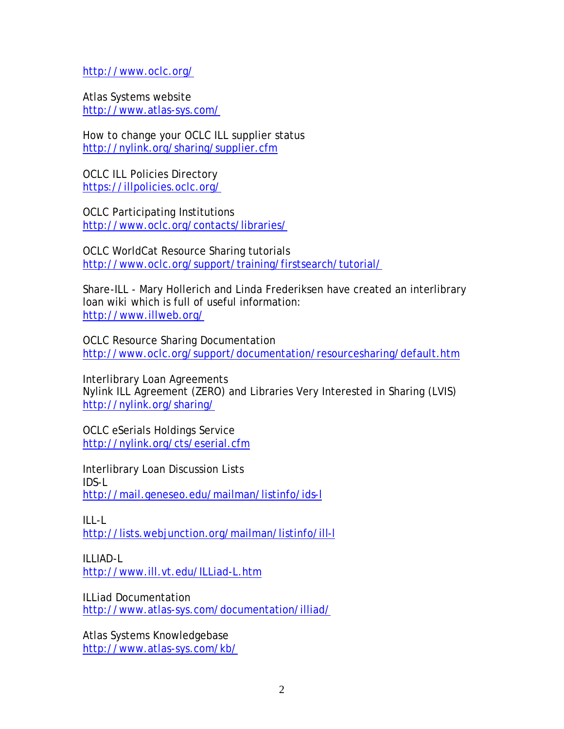http://www.oclc.org/

Atlas Systems website
http://www.atlas-sys.com/

How to change your OCLC ILL supplier status
http://nylink.org/sharing/supplier.cfm

OCLC ILL Policies Directory
https://illpolicies.oclc.org/

OCLC Participating Institutions
http://www.oclc.org/contacts/libraries/

OCLC WorldCat Resource Sharing tutorials
http://www.oclc.org/support/training/firstsearch/tutorial/

Share-ILL - Mary Hollerich and Linda Frederiksen have created an interlibrary loan wiki which is full of useful information:
http://www.illweb.org/

OCLC Resource Sharing Documentation
http://www.oclc.org/support/documentation/resourcesharing/default.htm

Interlibrary Loan Agreements
Nylink ILL Agreement (ZERO) and Libraries Very Interested in Sharing (LVIS)
http://nylink.org/sharing/

OCLC eSerials Holdings Service
http://nylink.org/cts/eserial.cfm

Interlibrary Loan Discussion Lists
IDS-L
http://mail.geneseo.edu/mailman/listinfo/ids-l

ILL-L
http://lists.webjunction.org/mailman/listinfo/ill-l

ILLIAD-L
http://www.ill.vt.edu/ILLiad-L.htm

ILLiad Documentation
http://www.atlas-sys.com/documentation/illiad/

Atlas Systems Knowledgebase
http://www.atlas-sys.com/kb/